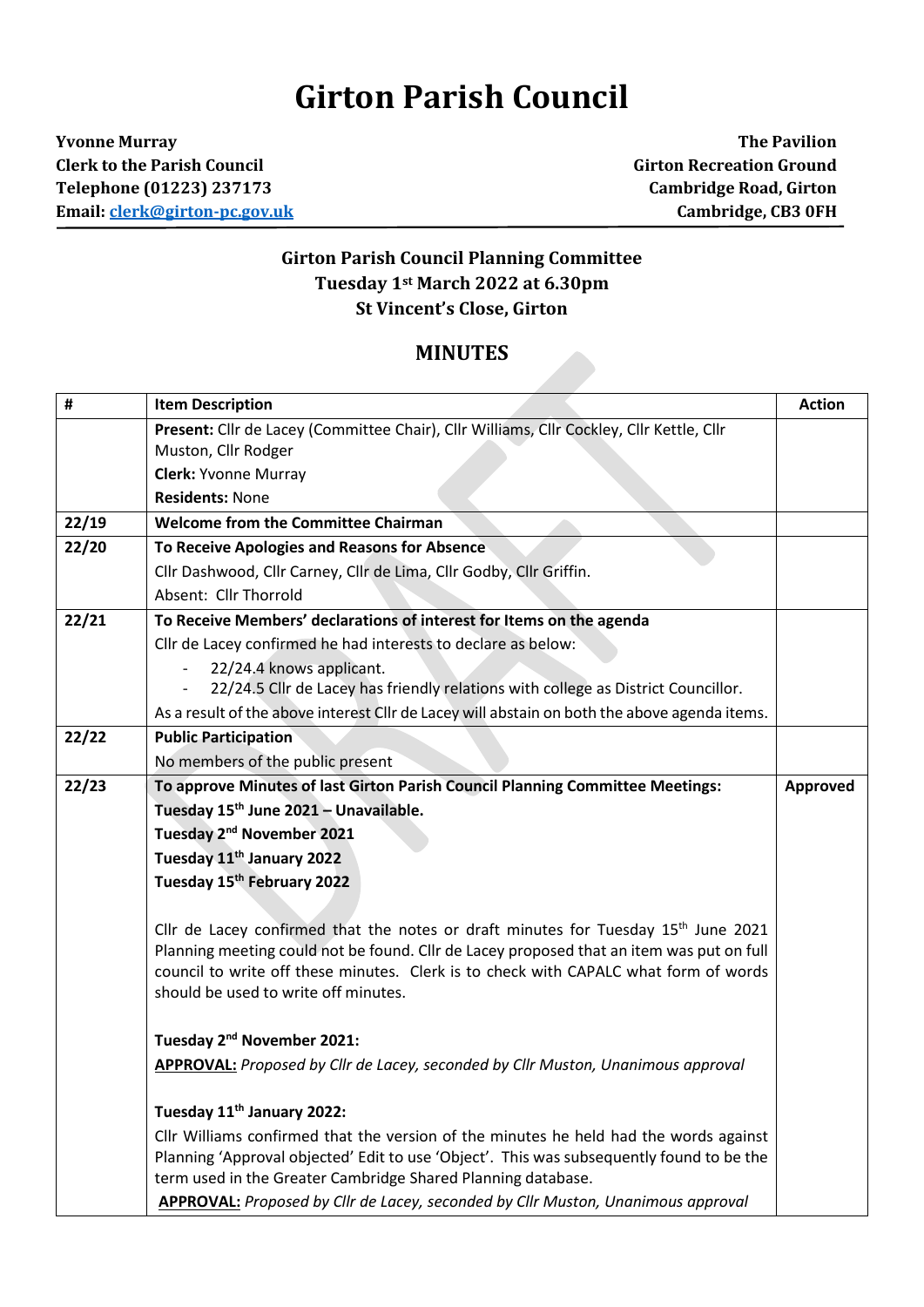# Girton Parish Council

**Yvonne Murray**
**Clerk to the Parish Council**
**Telephone (01223) 237173**
**Email: clerk@girton-pc.gov.uk**

**The Pavilion**
**Girton Recreation Ground**
**Cambridge Road, Girton**
**Cambridge, CB3 0FH**

### Girton Parish Council Planning Committee
### Tuesday 1st March 2022 at 6.30pm
### St Vincent's Close, Girton

## MINUTES

| # | Item Description | Action |
|---|---|---|
| | **Present:** Cllr de Lacey (Committee Chair), Cllr Williams, Cllr Cockley, Cllr Kettle, Cllr Muston, Cllr Rodger<br>**Clerk:** Yvonne Murray<br>**Residents:** None | |
| 22/19 | **Welcome from the Committee Chairman** | |
| 22/20 | **To Receive Apologies and Reasons for Absence**<br>Cllr Dashwood, Cllr Carney, Cllr de Lima, Cllr Godby, Cllr Griffin.<br>Absent: Cllr Thorrold | |
| 22/21 | **To Receive Members' declarations of interest for Items on the agenda**<br>Cllr de Lacey confirmed he had interests to declare as below:<br>- 22/24.4 knows applicant.<br>- 22/24.5 Cllr de Lacey has friendly relations with college as District Councillor.<br>As a result of the above interest Cllr de Lacey will abstain on both the above agenda items. | |
| 22/22 | **Public Participation**<br>No members of the public present | |
| 22/23 | **To approve Minutes of last Girton Parish Council Planning Committee Meetings:**<br>**Tuesday 15th June 2021 – Unavailable.**<br>**Tuesday 2nd November 2021**<br>**Tuesday 11th January 2022**<br>**Tuesday 15th February 2022**<br><br>Cllr de Lacey confirmed that the notes or draft minutes for Tuesday 15th June 2021 Planning meeting could not be found. Cllr de Lacey proposed that an item was put on full council to write off these minutes. Clerk is to check with CAPALC what form of words should be used to write off minutes.<br><br>**Tuesday 2nd November 2021:**<br>**APPROVAL:** *Proposed by Cllr de Lacey, seconded by Cllr Muston, Unanimous approval*<br><br>**Tuesday 11th January 2022:**<br>Cllr Williams confirmed that the version of the minutes he held had the words against Planning 'Approval objected' Edit to use 'Object'. This was subsequently found to be the term used in the Greater Cambridge Shared Planning database.<br>**APPROVAL:** *Proposed by Cllr de Lacey, seconded by Cllr Muston, Unanimous approval* | **Approved** |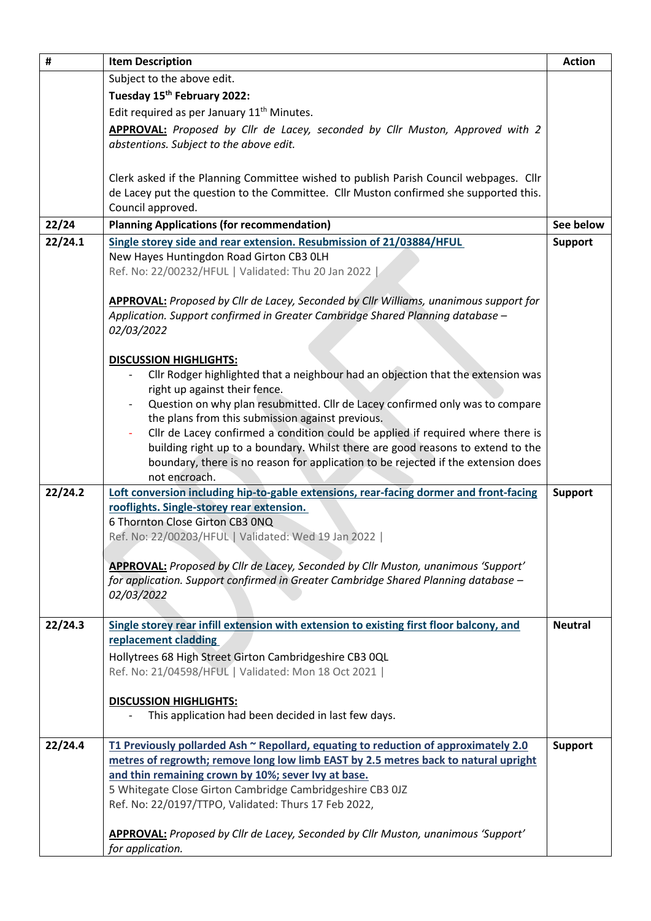| # | Item Description | Action |
|---|---|---|
| | Subject to the above edit.<br>**Tuesday 15th February 2022:**<br>Edit required as per January 11th Minutes.<br>**APPROVAL:** *Proposed by Cllr de Lacey, seconded by Cllr Muston, Approved with 2 abstentions. Subject to the above edit.*<br><br>Clerk asked if the Planning Committee wished to publish Parish Council webpages. Cllr de Lacey put the question to the Committee. Cllr Muston confirmed she supported this. Council approved. | |
| **22/24** | **Planning Applications (for recommendation)** | **See below** |
| **22/24.1** | **Single storey side and rear extension. Resubmission of 21/03884/HFUL**<br>New Hayes Huntingdon Road Girton CB3 0LH<br>Ref. No: 22/00232/HFUL \| Validated: Thu 20 Jan 2022 \|<br><br>**APPROVAL:** *Proposed by Cllr de Lacey, Seconded by Cllr Williams, unanimous support for Application. Support confirmed in Greater Cambridge Shared Planning database – 02/03/2022*<br><br>**DISCUSSION HIGHLIGHTS:**<br>- Cllr Rodger highlighted that a neighbour had an objection that the extension was right up against their fence.<br>- Question on why plan resubmitted. Cllr de Lacey confirmed only was to compare the plans from this submission against previous.<br>- Cllr de Lacey confirmed a condition could be applied if required where there is building right up to a boundary. Whilst there are good reasons to extend to the boundary, there is no reason for application to be rejected if the extension does not encroach. | **Support** |
| **22/24.2** | **Loft conversion including hip-to-gable extensions, rear-facing dormer and front-facing rooflights. Single-storey rear extension.**<br>6 Thornton Close Girton CB3 0NQ<br>Ref. No: 22/00203/HFUL \| Validated: Wed 19 Jan 2022 \|<br><br>**APPROVAL:** *Proposed by Cllr de Lacey, Seconded by Cllr Muston, unanimous 'Support' for application. Support confirmed in Greater Cambridge Shared Planning database – 02/03/2022* | **Support** |
| **22/24.3** | **Single storey rear infill extension with extension to existing first floor balcony, and replacement cladding**<br>Hollytrees 68 High Street Girton Cambridgeshire CB3 0QL<br>Ref. No: 21/04598/HFUL \| Validated: Mon 18 Oct 2021 \|<br><br>**DISCUSSION HIGHLIGHTS:**<br>- This application had been decided in last few days. | **Neutral** |
| **22/24.4** | **T1 Previously pollarded Ash ~ Repollard, equating to reduction of approximately 2.0 metres of regrowth; remove long low limb EAST by 2.5 metres back to natural upright and thin remaining crown by 10%; sever Ivy at base.**<br>5 Whitegate Close Girton Cambridge Cambridgeshire CB3 0JZ<br>Ref. No: 22/0197/TTPO, Validated: Thurs 17 Feb 2022,<br><br>**APPROVAL:** *Proposed by Cllr de Lacey, Seconded by Cllr Muston, unanimous 'Support' for application.* | **Support** |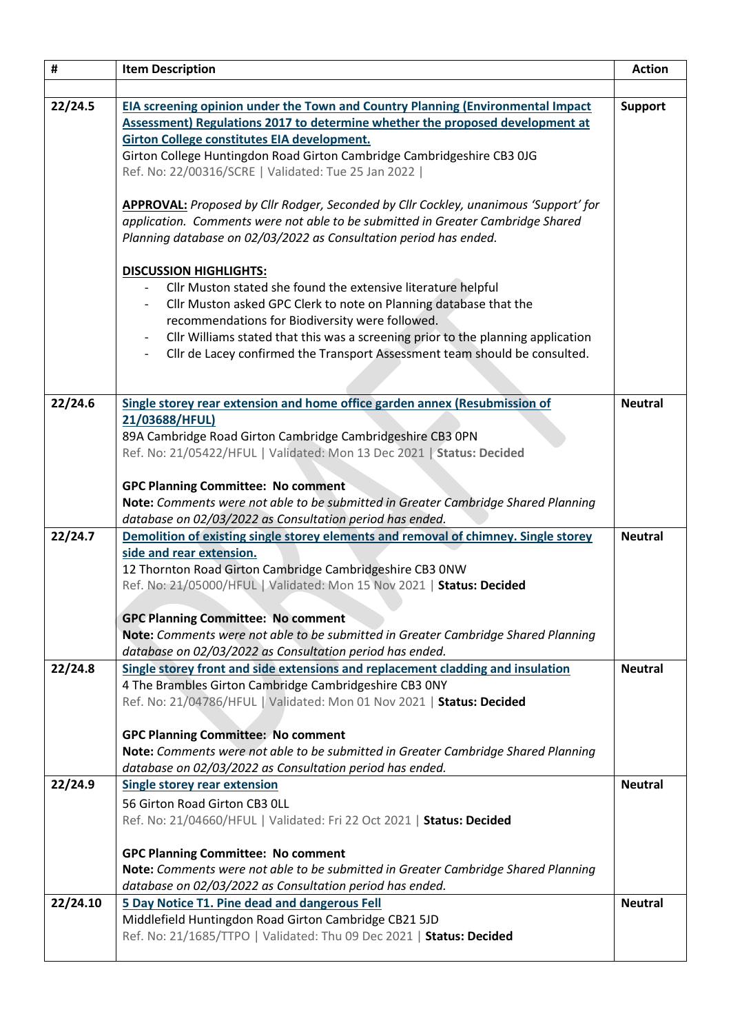| # | Item Description | Action |
|---|---|---|
| | | |
| 22/24.5 | **EIA screening opinion under the Town and Country Planning (Environmental Impact Assessment) Regulations 2017 to determine whether the proposed development at Girton College constitutes EIA development.**<br>Girton College Huntingdon Road Girton Cambridge Cambridgeshire CB3 0JG<br>Ref. No: 22/00316/SCRE \| Validated: Tue 25 Jan 2022 \|<br><br>**APPROVAL:** *Proposed by Cllr Rodger, Seconded by Cllr Cockley, unanimous 'Support' for application. Comments were not able to be submitted in Greater Cambridge Shared Planning database on 02/03/2022 as Consultation period has ended.*<br><br>**DISCUSSION HIGHLIGHTS:**<br>- Cllr Muston stated she found the extensive literature helpful<br>- Cllr Muston asked GPC Clerk to note on Planning database that the recommendations for Biodiversity were followed.<br>- Cllr Williams stated that this was a screening prior to the planning application<br>- Cllr de Lacey confirmed the Transport Assessment team should be consulted. | **Support** |
| 22/24.6 | **Single storey rear extension and home office garden annex (Resubmission of 21/03688/HFUL)**<br>89A Cambridge Road Girton Cambridge Cambridgeshire CB3 0PN<br>Ref. No: 21/05422/HFUL \| Validated: Mon 13 Dec 2021 \| **Status: Decided**<br><br>**GPC Planning Committee: No comment**<br>**Note:** *Comments were not able to be submitted in Greater Cambridge Shared Planning database on 02/03/2022 as Consultation period has ended.* | **Neutral** |
| 22/24.7 | **Demolition of existing single storey elements and removal of chimney. Single storey side and rear extension.**<br>12 Thornton Road Girton Cambridge Cambridgeshire CB3 0NW<br>Ref. No: 21/05000/HFUL \| Validated: Mon 15 Nov 2021 \| **Status: Decided**<br><br>**GPC Planning Committee: No comment**<br>**Note:** *Comments were not able to be submitted in Greater Cambridge Shared Planning database on 02/03/2022 as Consultation period has ended.* | **Neutral** |
| 22/24.8 | **Single storey front and side extensions and replacement cladding and insulation**<br>4 The Brambles Girton Cambridge Cambridgeshire CB3 0NY<br>Ref. No: 21/04786/HFUL \| Validated: Mon 01 Nov 2021 \| **Status: Decided**<br><br>**GPC Planning Committee: No comment**<br>**Note:** *Comments were not able to be submitted in Greater Cambridge Shared Planning database on 02/03/2022 as Consultation period has ended.* | **Neutral** |
| 22/24.9 | **Single storey rear extension**<br>56 Girton Road Girton CB3 0LL<br>Ref. No: 21/04660/HFUL \| Validated: Fri 22 Oct 2021 \| **Status: Decided**<br><br>**GPC Planning Committee: No comment**<br>**Note:** *Comments were not able to be submitted in Greater Cambridge Shared Planning database on 02/03/2022 as Consultation period has ended.* | **Neutral** |
| 22/24.10 | **5 Day Notice T1. Pine dead and dangerous Fell**<br>Middlefield Huntingdon Road Girton Cambridge CB21 5JD<br>Ref. No: 21/1685/TTPO \| Validated: Thu 09 Dec 2021 \| **Status: Decided** | **Neutral** |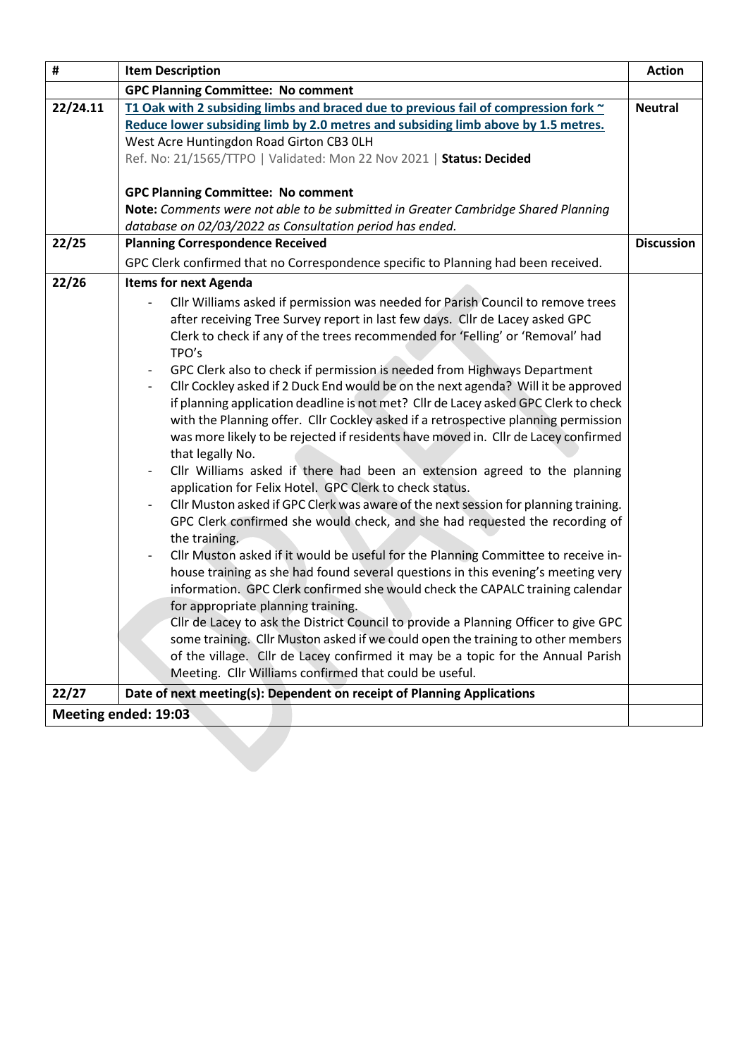| # | Item Description | Action |
|---|---|---|
| | **GPC Planning Committee: No comment** | |
| 22/24.11 | **T1 Oak with 2 subsiding limbs and braced due to previous fail of compression fork ~ Reduce lower subsiding limb by 2.0 metres and subsiding limb above by 1.5 metres.**<br>West Acre Huntingdon Road Girton CB3 0LH<br>Ref. No: 21/1565/TTPO \| Validated: Mon 22 Nov 2021 \| **Status: Decided**<br><br>**GPC Planning Committee: No comment**<br>**Note:** *Comments were not able to be submitted in Greater Cambridge Shared Planning database on 02/03/2022 as Consultation period has ended.* | **Neutral** |
| 22/25 | **Planning Correspondence Received**<br>GPC Clerk confirmed that no Correspondence specific to Planning had been received. | **Discussion** |
| 22/26 | **Items for next Agenda**<br>- Cllr Williams asked if permission was needed for Parish Council to remove trees after receiving Tree Survey report in last few days. Cllr de Lacey asked GPC Clerk to check if any of the trees recommended for 'Felling' or 'Removal' had TPO's<br>- GPC Clerk also to check if permission is needed from Highways Department<br>- Cllr Cockley asked if 2 Duck End would be on the next agenda? Will it be approved if planning application deadline is not met? Cllr de Lacey asked GPC Clerk to check with the Planning offer. Cllr Cockley asked if a retrospective planning permission was more likely to be rejected if residents have moved in. Cllr de Lacey confirmed that legally No.<br>- Cllr Williams asked if there had been an extension agreed to the planning application for Felix Hotel. GPC Clerk to check status.<br>- Cllr Muston asked if GPC Clerk was aware of the next session for planning training. GPC Clerk confirmed she would check, and she had requested the recording of the training.<br>- Cllr Muston asked if it would be useful for the Planning Committee to receive in-house training as she had found several questions in this evening's meeting very information. GPC Clerk confirmed she would check the CAPALC training calendar for appropriate planning training.<br>Cllr de Lacey to ask the District Council to provide a Planning Officer to give GPC some training. Cllr Muston asked if we could open the training to other members of the village. Cllr de Lacey confirmed it may be a topic for the Annual Parish Meeting. Cllr Williams confirmed that could be useful. | |
| 22/27 | **Date of next meeting(s): Dependent on receipt of Planning Applications** | |
| **Meeting ended: 19:03** | | |